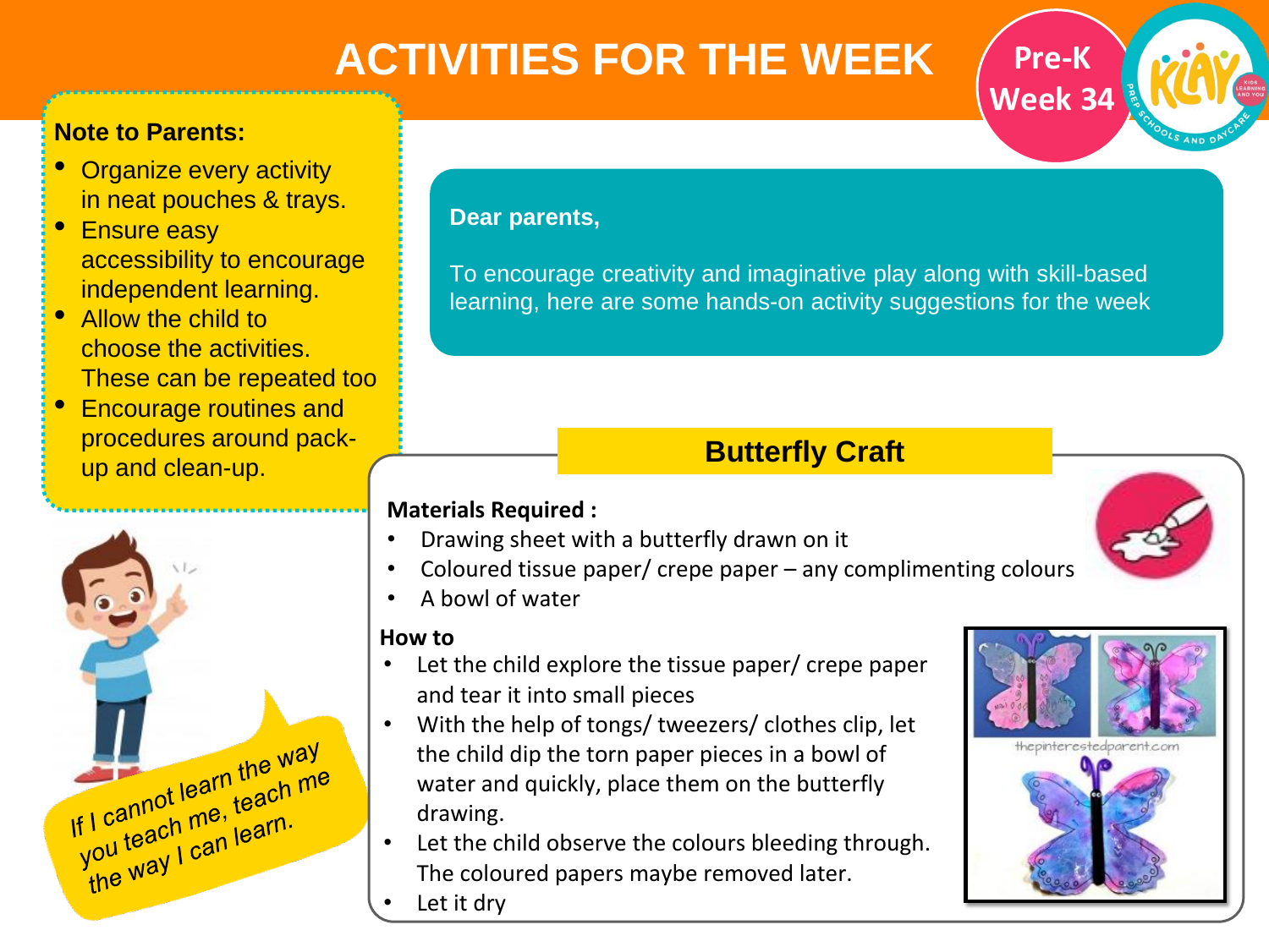# ACTIVITIES FOR THE WEEK

Pre-K Week 34

**Note to Parents:**

- Organize every activity in neat pouches & trays.
- Ensure easy accessibility to encourage independent learning.
- Allow the child to choose the activities. These can be repeated too
- Encourage routines and procedures around pack-up and clean-up.

If I cannot learn the way you teach me, teach me the way I can learn.

**Dear parents,**

To encourage creativity and imaginative play along with skill-based learning, here are some hands-on activity suggestions for the week

## Butterfly Craft

**Materials Required :**

- Drawing sheet with a butterfly drawn on it
- Coloured tissue paper/ crepe paper – any complimenting colours
- A bowl of water

**How to**

- Let the child explore the tissue paper/ crepe paper and tear it into small pieces
- With the help of tongs/ tweezers/ clothes clip, let the child dip the torn paper pieces in a bowl of water and quickly, place them on the butterfly drawing.
- Let the child observe the colours bleeding through. The coloured papers maybe removed later.
- Let it dry

thepinterestedparent.com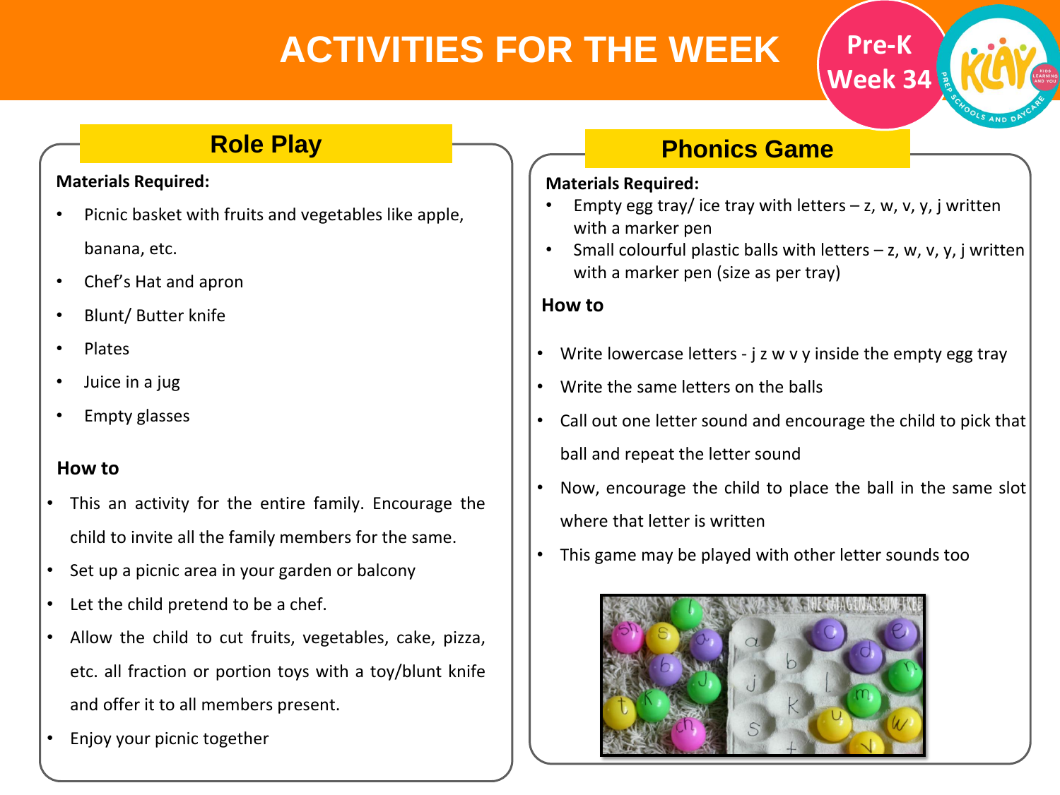# ACTIVITIES FOR THE WEEK

Pre-K Week 34

## Role Play

**Materials Required:**

- Picnic basket with fruits and vegetables like apple, banana, etc.
- Chef's Hat and apron
- Blunt/ Butter knife
- Plates
- Juice in a jug
- Empty glasses

**How to**

- This an activity for the entire family. Encourage the child to invite all the family members for the same.
- Set up a picnic area in your garden or balcony
- Let the child pretend to be a chef.
- Allow the child to cut fruits, vegetables, cake, pizza, etc. all fraction or portion toys with a toy/blunt knife and offer it to all members present.
- Enjoy your picnic together

## Phonics Game

**Materials Required:**

- Empty egg tray/ ice tray with letters – z, w, v, y, j written with a marker pen
- Small colourful plastic balls with letters – z, w, v, y, j written with a marker pen (size as per tray)

**How to**

- Write lowercase letters - j z w v y inside the empty egg tray
- Write the same letters on the balls
- Call out one letter sound and encourage the child to pick that ball and repeat the letter sound
- Now, encourage the child to place the ball in the same slot where that letter is written
- This game may be played with other letter sounds too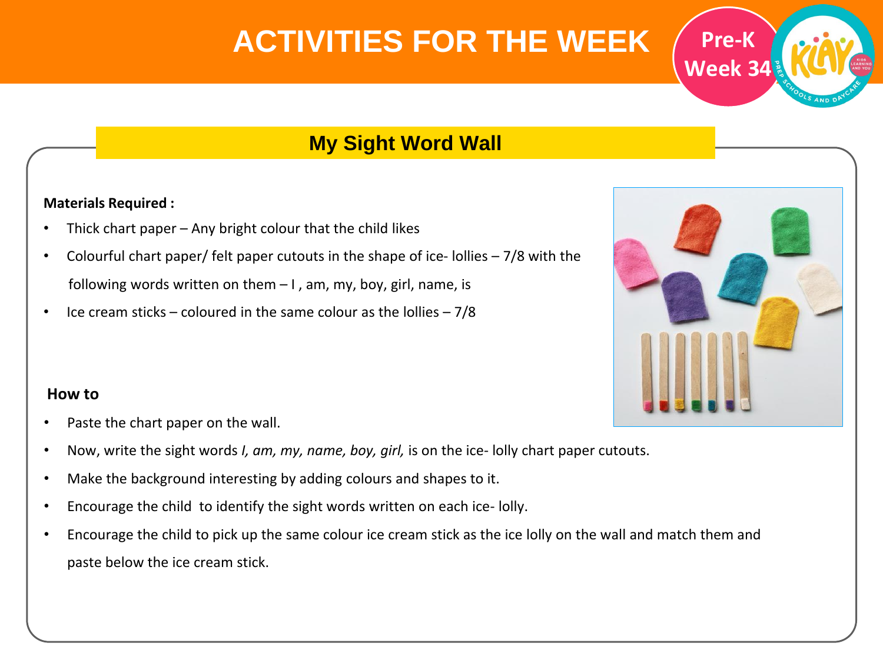# ACTIVITIES FOR THE WEEK

Pre-K
Week 34

## My Sight Word Wall

**Materials Required :**

- Thick chart paper – Any bright colour that the child likes
- Colourful chart paper/ felt paper cutouts in the shape of ice- lollies – 7/8 with the following words written on them – I , am, my, boy, girl, name, is
- Ice cream sticks – coloured in the same colour as the lollies – 7/8

**How to**

- Paste the chart paper on the wall.
- Now, write the sight words *I, am, my, name, boy, girl,* is on the ice- lolly chart paper cutouts.
- Make the background interesting by adding colours and shapes to it.
- Encourage the child to identify the sight words written on each ice- lolly.
- Encourage the child to pick up the same colour ice cream stick as the ice lolly on the wall and match them and paste below the ice cream stick.